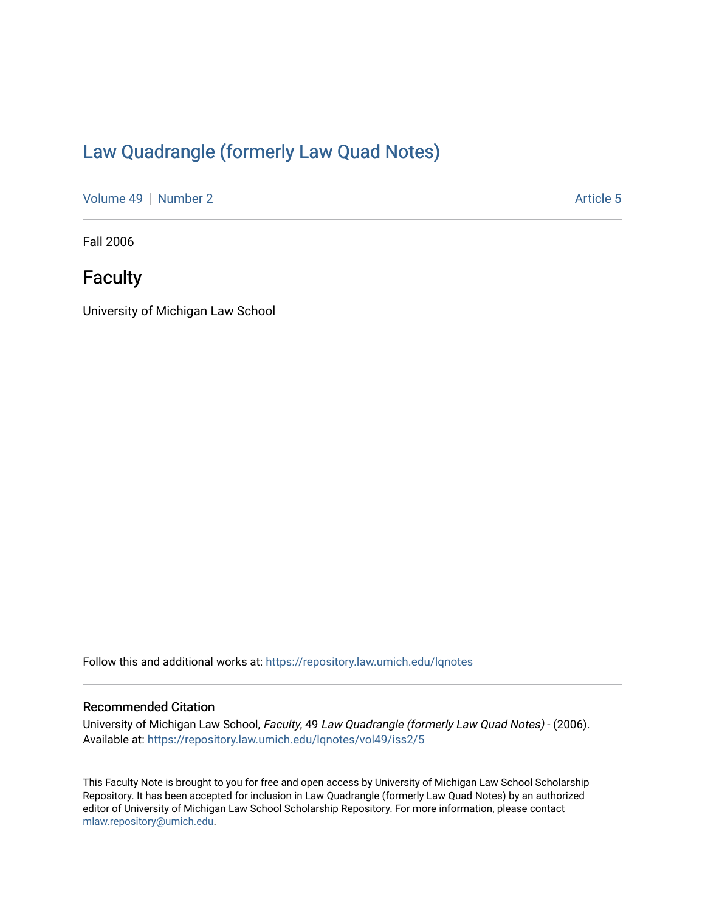# Law Quadrangle (formerly Law Quad Notes)

Volume 49 | Number 2 Article 5

Fall 2006

## Faculty

University of Michigan Law School

Follow this and additional works at: https://repository.law.umich.edu/lqnotes

### Recommended Citation

University of Michigan Law School, *Faculty*, 49 *Law Quadrangle (formerly Law Quad Notes)* - (2006).
Available at: https://repository.law.umich.edu/lqnotes/vol49/iss2/5

This Faculty Note is brought to you for free and open access by University of Michigan Law School Scholarship Repository. It has been accepted for inclusion in Law Quadrangle (formerly Law Quad Notes) by an authorized editor of University of Michigan Law School Scholarship Repository. For more information, please contact mlaw.repository@umich.edu.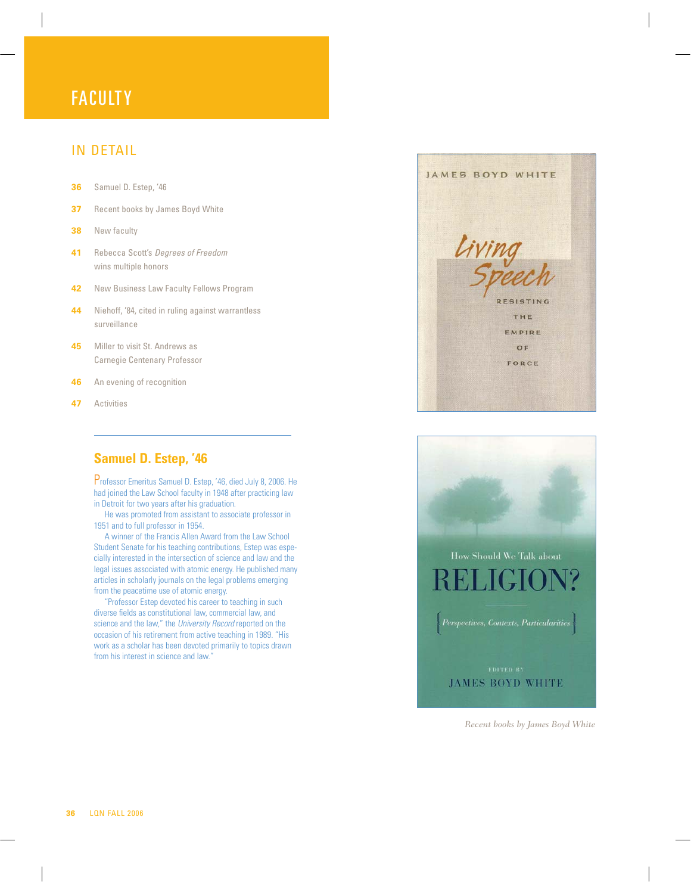# FACULTY

## IN DETAIL

**36** Samuel D. Estep, '46

**37** Recent books by James Boyd White

**38** New faculty

**41** Rebecca Scott's *Degrees of Freedom* wins multiple honors

**42** New Business Law Faculty Fellows Program

**44** Niehoff, '84, cited in ruling against warrantless surveillance

**45** Miller to visit St. Andrews as Carnegie Centenary Professor

**46** An evening of recognition

**47** Activities

## Samuel D. Estep, '46

Professor Emeritus Samuel D. Estep, '46, died July 8, 2006. He had joined the Law School faculty in 1948 after practicing law in Detroit for two years after his graduation.

He was promoted from assistant to associate professor in 1951 and to full professor in 1954.

A winner of the Francis Allen Award from the Law School Student Senate for his teaching contributions, Estep was especially interested in the intersection of science and law and the legal issues associated with atomic energy. He published many articles in scholarly journals on the legal problems emerging from the peacetime use of atomic energy.

"Professor Estep devoted his career to teaching in such diverse fields as constitutional law, commercial law, and science and the law," the *University Record* reported on the occasion of his retirement from active teaching in 1989. "His work as a scholar has been devoted primarily to topics drawn from his interest in science and law."

JAMES BOYD WHITE

Living Speech

RESISTING THE EMPIRE OF FORCE

How Should We Talk about

RELIGION?

Perspectives, Contexts, Particularities

EDITED BY

JAMES BOYD WHITE

*Recent books by James Boyd White*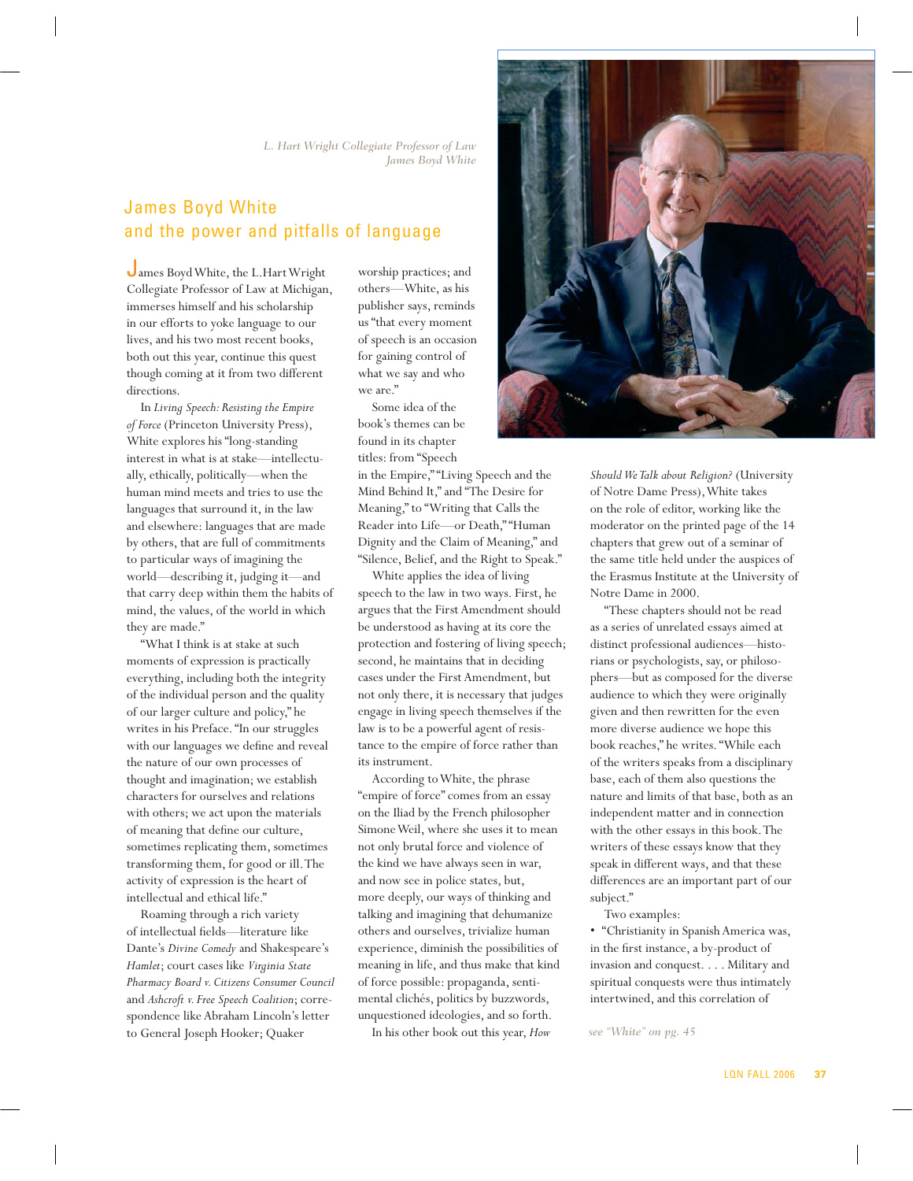*L. Hart Wright Collegiate Professor of Law*
*James Boyd White*

## James Boyd White and the power and pitfalls of language

James Boyd White, the L. Hart Wright Collegiate Professor of Law at Michigan, immerses himself and his scholarship in our efforts to yoke language to our lives, and his two most recent books, both out this year, continue this quest though coming at it from two different directions.

In *Living Speech: Resisting the Empire of Force* (Princeton University Press), White explores his "long-standing interest in what is at stake—intellectually, ethically, politically—when the human mind meets and tries to use the languages that surround it, in the law and elsewhere: languages that are made by others, that are full of commitments to particular ways of imagining the world—describing it, judging it—and that carry deep within them the habits of mind, the values, of the world in which they are made."

"What I think is at stake at such moments of expression is practically everything, including both the integrity of the individual person and the quality of our larger culture and policy," he writes in his Preface. "In our struggles with our languages we define and reveal the nature of our own processes of thought and imagination; we establish characters for ourselves and relations with others; we act upon the materials of meaning that define our culture, sometimes replicating them, sometimes transforming them, for good or ill. The activity of expression is the heart of intellectual and ethical life."

Roaming through a rich variety of intellectual fields—literature like Dante's *Divine Comedy* and Shakespeare's *Hamlet*; court cases like *Virginia State Pharmacy Board v. Citizens Consumer Council* and *Ashcroft v. Free Speech Coalition*; correspondence like Abraham Lincoln's letter to General Joseph Hooker; Quaker worship practices; and others—White, as his publisher says, reminds us "that every moment of speech is an occasion for gaining control of what we say and who we are."

Some idea of the book's themes can be found in its chapter titles: from "Speech in the Empire," "Living Speech and the Mind Behind It," and "The Desire for Meaning," to "Writing that Calls the Reader into Life—or Death," "Human Dignity and the Claim of Meaning," and "Silence, Belief, and the Right to Speak."

White applies the idea of living speech to the law in two ways. First, he argues that the First Amendment should be understood as having at its core the protection and fostering of living speech; second, he maintains that in deciding cases under the First Amendment, but not only there, it is necessary that judges engage in living speech themselves if the law is to be a powerful agent of resistance to the empire of force rather than its instrument.

According to White, the phrase "empire of force" comes from an essay on the Iliad by the French philosopher Simone Weil, where she uses it to mean not only brutal force and violence of the kind we have always seen in war, and now see in police states, but, more deeply, our ways of thinking and talking and imagining that dehumanize others and ourselves, trivialize human experience, diminish the possibilities of meaning in life, and thus make that kind of force possible: propaganda, sentimental clichés, politics by buzzwords, unquestioned ideologies, and so forth.

In his other book out this year, *How Should We Talk about Religion?* (University of Notre Dame Press), White takes on the role of editor, working like the moderator on the printed page of the 14 chapters that grew out of a seminar of the same title held under the auspices of the Erasmus Institute at the University of Notre Dame in 2000.

"These chapters should not be read as a series of unrelated essays aimed at distinct professional audiences—historians or psychologists, say, or philosophers—but as composed for the diverse audience to which they were originally given and then rewritten for the even more diverse audience we hope this book reaches," he writes. "While each of the writers speaks from a disciplinary base, each of them also questions the nature and limits of that base, both as an independent matter and in connection with the other essays in this book. The writers of these essays know that they speak in different ways, and that these differences are an important part of our subject."

Two examples:

- "Christianity in Spanish America was, in the first instance, a by-product of invasion and conquest. . . . Military and spiritual conquests were thus intimately intertwined, and this correlation of

*see "White" on pg. 45*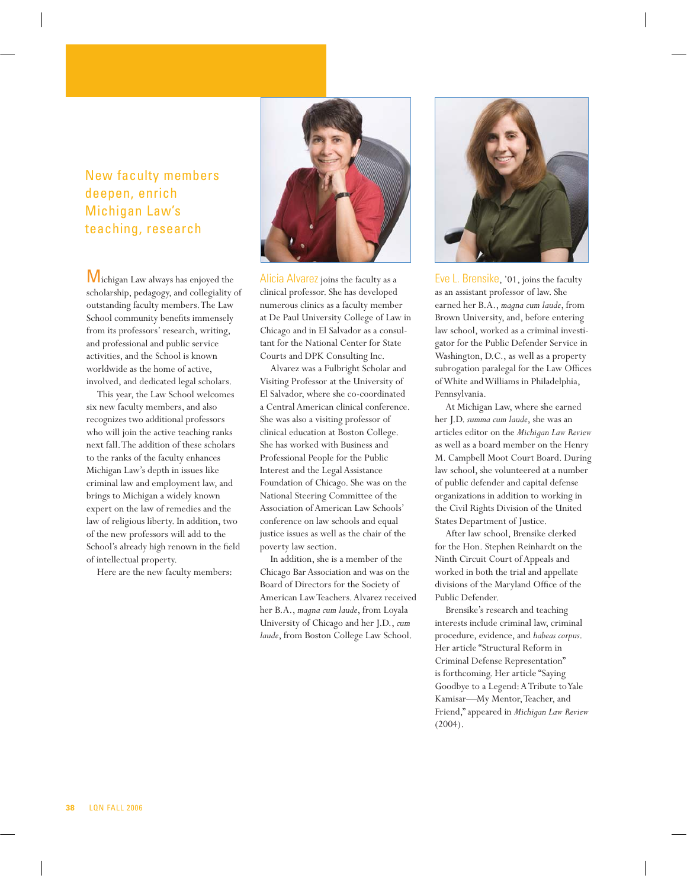## New faculty members deepen, enrich Michigan Law's teaching, research

Michigan Law always has enjoyed the scholarship, pedagogy, and collegiality of outstanding faculty members. The Law School community benefits immensely from its professors' research, writing, and professional and public service activities, and the School is known worldwide as the home of active, involved, and dedicated legal scholars.

This year, the Law School welcomes six new faculty members, and also recognizes two additional professors who will join the active teaching ranks next fall. The addition of these scholars to the ranks of the faculty enhances Michigan Law's depth in issues like criminal law and employment law, and brings to Michigan a widely known expert on the law of remedies and the law of religious liberty. In addition, two of the new professors will add to the School's already high renown in the field of intellectual property.

Here are the new faculty members:

Alicia Alvarez joins the faculty as a clinical professor. She has developed numerous clinics as a faculty member at De Paul University College of Law in Chicago and in El Salvador as a consultant for the National Center for State Courts and DPK Consulting Inc.

Alvarez was a Fulbright Scholar and Visiting Professor at the University of El Salvador, where she co-coordinated a Central American clinical conference. She was also a visiting professor of clinical education at Boston College. She has worked with Business and Professional People for the Public Interest and the Legal Assistance Foundation of Chicago. She was on the National Steering Committee of the Association of American Law Schools' conference on law schools and equal justice issues as well as the chair of the poverty law section.

In addition, she is a member of the Chicago Bar Association and was on the Board of Directors for the Society of American Law Teachers. Alvarez received her B.A., *magna cum laude*, from Loyala University of Chicago and her J.D., *cum laude*, from Boston College Law School.

Eve L. Brensike, '01, joins the faculty as an assistant professor of law. She earned her B.A., *magna cum laude*, from Brown University, and, before entering law school, worked as a criminal investigator for the Public Defender Service in Washington, D.C., as well as a property subrogation paralegal for the Law Offices of White and Williams in Philadelphia, Pennsylvania.

At Michigan Law, where she earned her J.D. *summa cum laude*, she was an articles editor on the *Michigan Law Review* as well as a board member on the Henry M. Campbell Moot Court Board. During law school, she volunteered at a number of public defender and capital defense organizations in addition to working in the Civil Rights Division of the United States Department of Justice.

After law school, Brensike clerked for the Hon. Stephen Reinhardt on the Ninth Circuit Court of Appeals and worked in both the trial and appellate divisions of the Maryland Office of the Public Defender.

Brensike's research and teaching interests include criminal law, criminal procedure, evidence, and *habeas corpus*. Her article "Structural Reform in Criminal Defense Representation" is forthcoming. Her article "Saying Goodbye to a Legend: A Tribute to Yale Kamisar—My Mentor, Teacher, and Friend," appeared in *Michigan Law Review* (2004).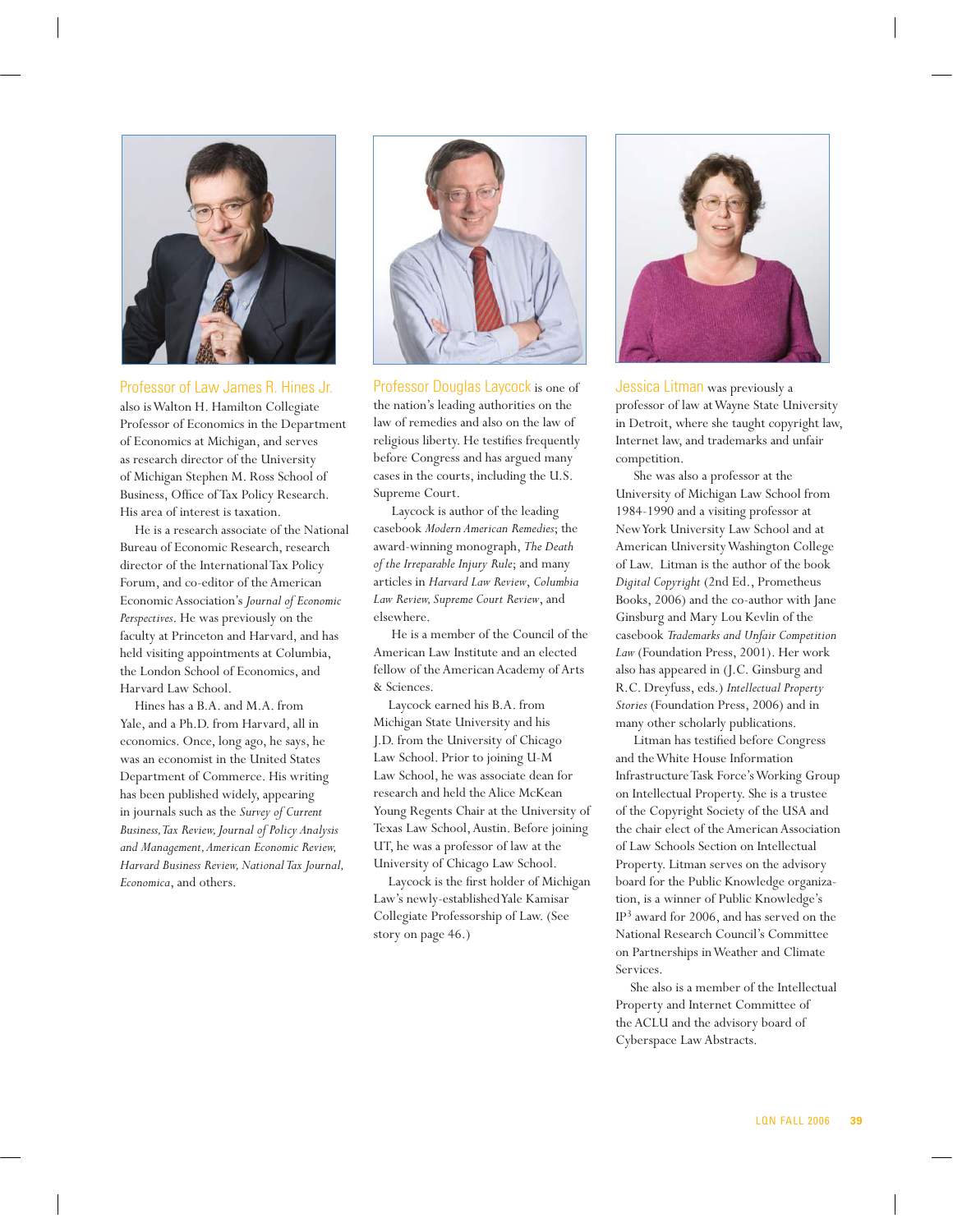**Professor of Law James R. Hines Jr.** also is Walton H. Hamilton Collegiate Professor of Economics in the Department of Economics at Michigan, and serves as research director of the University of Michigan Stephen M. Ross School of Business, Office of Tax Policy Research. His area of interest is taxation.

He is a research associate of the National Bureau of Economic Research, research director of the International Tax Policy Forum, and co-editor of the American Economic Association's *Journal of Economic Perspectives*. He was previously on the faculty at Princeton and Harvard, and has held visiting appointments at Columbia, the London School of Economics, and Harvard Law School.

Hines has a B.A. and M.A. from Yale, and a Ph.D. from Harvard, all in economics. Once, long ago, he says, he was an economist in the United States Department of Commerce. His writing has been published widely, appearing in journals such as the *Survey of Current Business, Tax Review, Journal of Policy Analysis and Management, American Economic Review, Harvard Business Review, National Tax Journal, Economica*, and others.

**Professor Douglas Laycock** is one of the nation's leading authorities on the law of remedies and also on the law of religious liberty. He testifies frequently before Congress and has argued many cases in the courts, including the U.S. Supreme Court.

Laycock is author of the leading casebook *Modern American Remedies*; the award-winning monograph, *The Death of the Irreparable Injury Rule*; and many articles in *Harvard Law Review*, *Columbia Law Review, Supreme Court Review*, and elsewhere.

He is a member of the Council of the American Law Institute and an elected fellow of the American Academy of Arts & Sciences.

Laycock earned his B.A. from Michigan State University and his J.D. from the University of Chicago Law School. Prior to joining U-M Law School, he was associate dean for research and held the Alice McKean Young Regents Chair at the University of Texas Law School, Austin. Before joining UT, he was a professor of law at the University of Chicago Law School.

Laycock is the first holder of Michigan Law's newly-established Yale Kamisar Collegiate Professorship of Law. (See story on page 46.)

**Jessica Litman** was previously a professor of law at Wayne State University in Detroit, where she taught copyright law, Internet law, and trademarks and unfair competition.

She was also a professor at the University of Michigan Law School from 1984-1990 and a visiting professor at New York University Law School and at American University Washington College of Law. Litman is the author of the book *Digital Copyright* (2nd Ed., Prometheus Books, 2006) and the co-author with Jane Ginsburg and Mary Lou Kevlin of the casebook *Trademarks and Unfair Competition Law* (Foundation Press, 2001). Her work also has appeared in (J.C. Ginsburg and R.C. Dreyfuss, eds.) *Intellectual Property Stories* (Foundation Press, 2006) and in many other scholarly publications.

Litman has testified before Congress and the White House Information Infrastructure Task Force's Working Group on Intellectual Property. She is a trustee of the Copyright Society of the USA and the chair elect of the American Association of Law Schools Section on Intellectual Property. Litman serves on the advisory board for the Public Knowledge organization, is a winner of Public Knowledge's IP$^3$ award for 2006, and has served on the National Research Council's Committee on Partnerships in Weather and Climate Services.

She also is a member of the Intellectual Property and Internet Committee of the ACLU and the advisory board of Cyberspace Law Abstracts.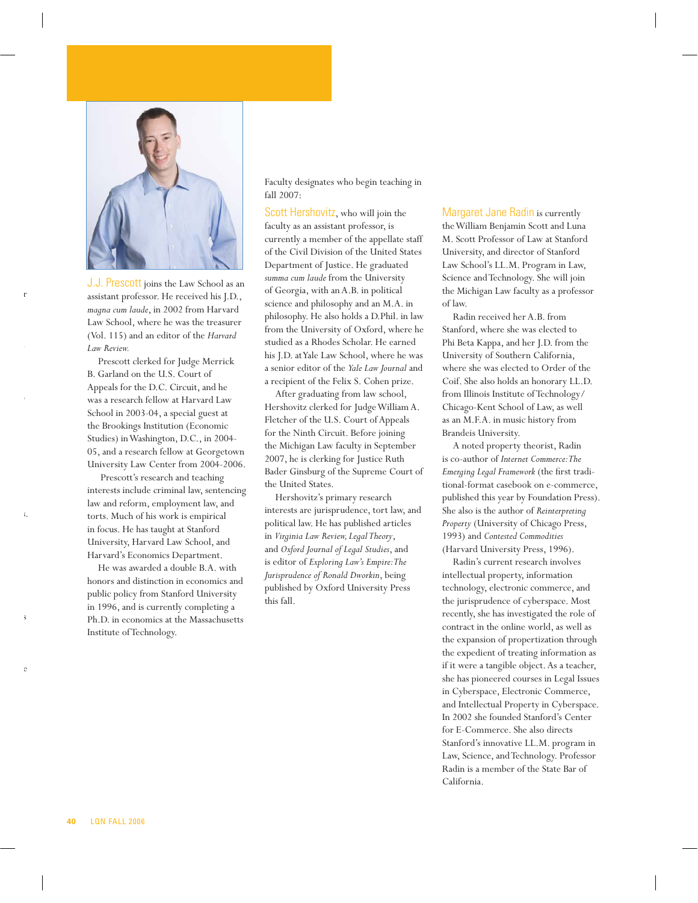**J.J. Prescott** joins the Law School as an assistant professor. He received his J.D., *magna cum laude*, in 2002 from Harvard Law School, where he was the treasurer (Vol. 115) and an editor of the *Harvard Law Review.*

Prescott clerked for Judge Merrick B. Garland on the U.S. Court of Appeals for the D.C. Circuit, and he was a research fellow at Harvard Law School in 2003-04, a special guest at the Brookings Institution (Economic Studies) in Washington, D.C., in 2004-05, and a research fellow at Georgetown University Law Center from 2004-2006.

Prescott's research and teaching interests include criminal law, sentencing law and reform, employment law, and torts. Much of his work is empirical in focus. He has taught at Stanford University, Harvard Law School, and Harvard's Economics Department.

He was awarded a double B.A. with honors and distinction in economics and public policy from Stanford University in 1996, and is currently completing a Ph.D. in economics at the Massachusetts Institute of Technology.

Faculty designates who begin teaching in fall 2007:

**Scott Hershovitz**, who will join the faculty as an assistant professor, is currently a member of the appellate staff of the Civil Division of the United States Department of Justice. He graduated *summa cum laude* from the University of Georgia, with an A.B. in political science and philosophy and an M.A. in philosophy. He also holds a D.Phil. in law from the University of Oxford, where he studied as a Rhodes Scholar. He earned his J.D. at Yale Law School, where he was a senior editor of the *Yale Law Journal* and a recipient of the Felix S. Cohen prize.

After graduating from law school, Hershovitz clerked for Judge William A. Fletcher of the U.S. Court of Appeals for the Ninth Circuit. Before joining the Michigan Law faculty in September 2007, he is clerking for Justice Ruth Bader Ginsburg of the Supreme Court of the United States.

Hershovitz's primary research interests are jurisprudence, tort law, and political law. He has published articles in *Virginia Law Review, Legal Theory*, and *Oxford Journal of Legal Studies*, and is editor of *Exploring Law's Empire: The Jurisprudence of Ronald Dworkin*, being published by Oxford University Press this fall.

**Margaret Jane Radin** is currently the William Benjamin Scott and Luna M. Scott Professor of Law at Stanford University, and director of Stanford Law School's LL.M. Program in Law, Science and Technology. She will join the Michigan Law faculty as a professor of law.

Radin received her A.B. from Stanford, where she was elected to Phi Beta Kappa, and her J.D. from the University of Southern California, where she was elected to Order of the Coif. She also holds an honorary LL.D. from Illinois Institute of Technology/Chicago-Kent School of Law, as well as an M.F.A. in music history from Brandeis University.

A noted property theorist, Radin is co-author of *Internet Commerce: The Emerging Legal Framework* (the first traditional-format casebook on e-commerce, published this year by Foundation Press). She also is the author of *Reinterpreting Property* (University of Chicago Press, 1993) and *Contested Commodities* (Harvard University Press, 1996).

Radin's current research involves intellectual property, information technology, electronic commerce, and the jurisprudence of cyberspace. Most recently, she has investigated the role of contract in the online world, as well as the expansion of propertization through the expedient of treating information as if it were a tangible object. As a teacher, she has pioneered courses in Legal Issues in Cyberspace, Electronic Commerce, and Intellectual Property in Cyberspace. In 2002 she founded Stanford's Center for E-Commerce. She also directs Stanford's innovative LL.M. program in Law, Science, and Technology. Professor Radin is a member of the State Bar of California.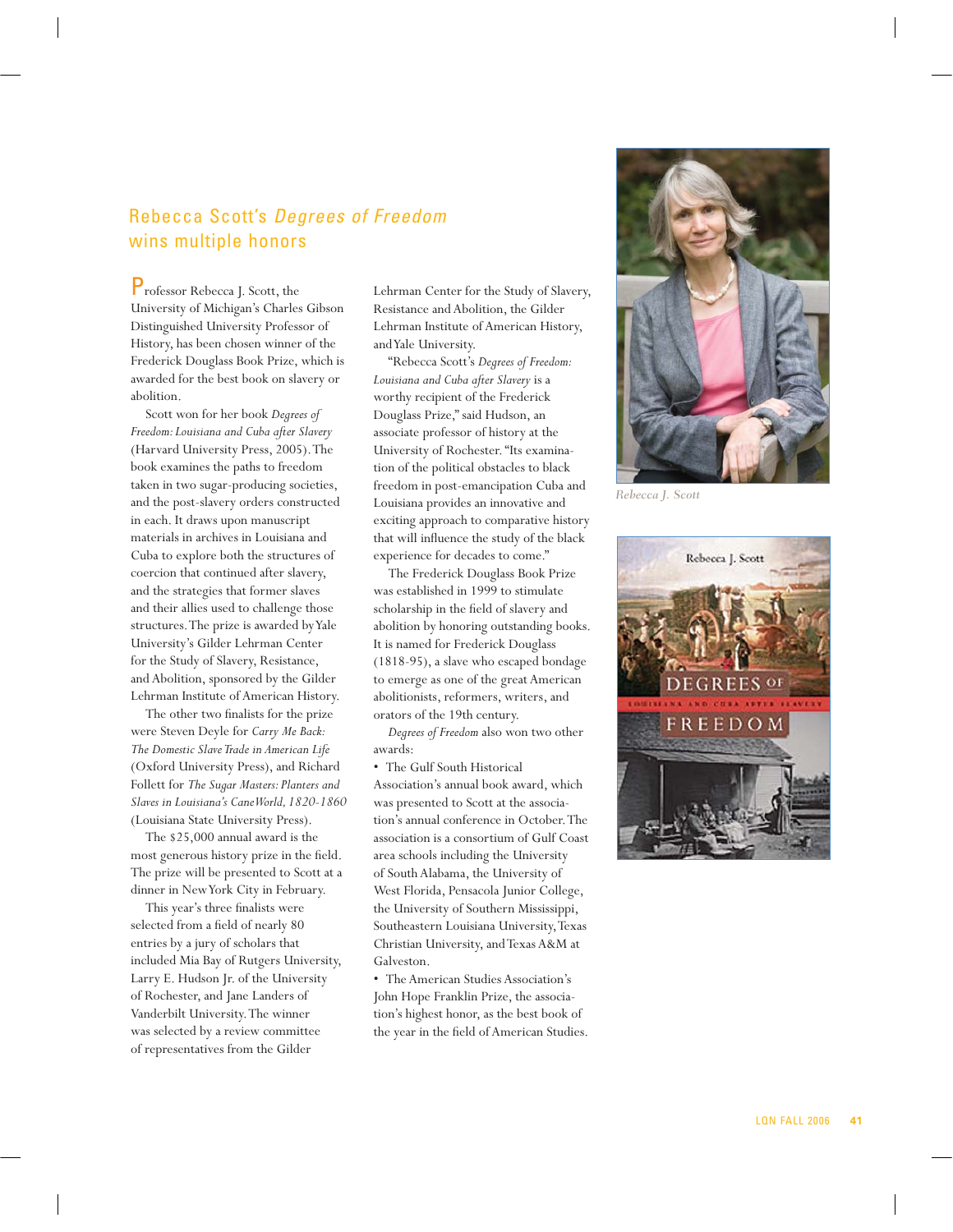## Rebecca Scott's *Degrees of Freedom* wins multiple honors

Professor Rebecca J. Scott, the University of Michigan's Charles Gibson Distinguished University Professor of History, has been chosen winner of the Frederick Douglass Book Prize, which is awarded for the best book on slavery or abolition.

Scott won for her book *Degrees of Freedom: Louisiana and Cuba after Slavery* (Harvard University Press, 2005). The book examines the paths to freedom taken in two sugar-producing societies, and the post-slavery orders constructed in each. It draws upon manuscript materials in archives in Louisiana and Cuba to explore both the structures of coercion that continued after slavery, and the strategies that former slaves and their allies used to challenge those structures. The prize is awarded by Yale University's Gilder Lehrman Center for the Study of Slavery, Resistance, and Abolition, sponsored by the Gilder Lehrman Institute of American History.

The other two finalists for the prize were Steven Deyle for *Carry Me Back: The Domestic Slave Trade in American Life* (Oxford University Press), and Richard Follett for *The Sugar Masters: Planters and Slaves in Louisiana's Cane World, 1820-1860* (Louisiana State University Press).

The $25,000 annual award is the most generous history prize in the field. The prize will be presented to Scott at a dinner in New York City in February.

This year's three finalists were selected from a field of nearly 80 entries by a jury of scholars that included Mia Bay of Rutgers University, Larry E. Hudson Jr. of the University of Rochester, and Jane Landers of Vanderbilt University. The winner was selected by a review committee of representatives from the Gilder Lehrman Center for the Study of Slavery, Resistance and Abolition, the Gilder Lehrman Institute of American History, and Yale University.

"Rebecca Scott's *Degrees of Freedom: Louisiana and Cuba after Slavery* is a worthy recipient of the Frederick Douglass Prize," said Hudson, an associate professor of history at the University of Rochester. "Its examination of the political obstacles to black freedom in post-emancipation Cuba and Louisiana provides an innovative and exciting approach to comparative history that will influence the study of the black experience for decades to come."

The Frederick Douglass Book Prize was established in 1999 to stimulate scholarship in the field of slavery and abolition by honoring outstanding books. It is named for Frederick Douglass (1818-95), a slave who escaped bondage to emerge as one of the great American abolitionists, reformers, writers, and orators of the 19th century.

*Degrees of Freedom* also won two other awards:

- The Gulf South Historical Association's annual book award, which was presented to Scott at the association's annual conference in October. The association is a consortium of Gulf Coast area schools including the University of South Alabama, the University of West Florida, Pensacola Junior College, the University of Southern Mississippi, Southeastern Louisiana University, Texas Christian University, and Texas A&M at Galveston.
- The American Studies Association's John Hope Franklin Prize, the association's highest honor, as the best book of the year in the field of American Studies.

Rebecca J. Scott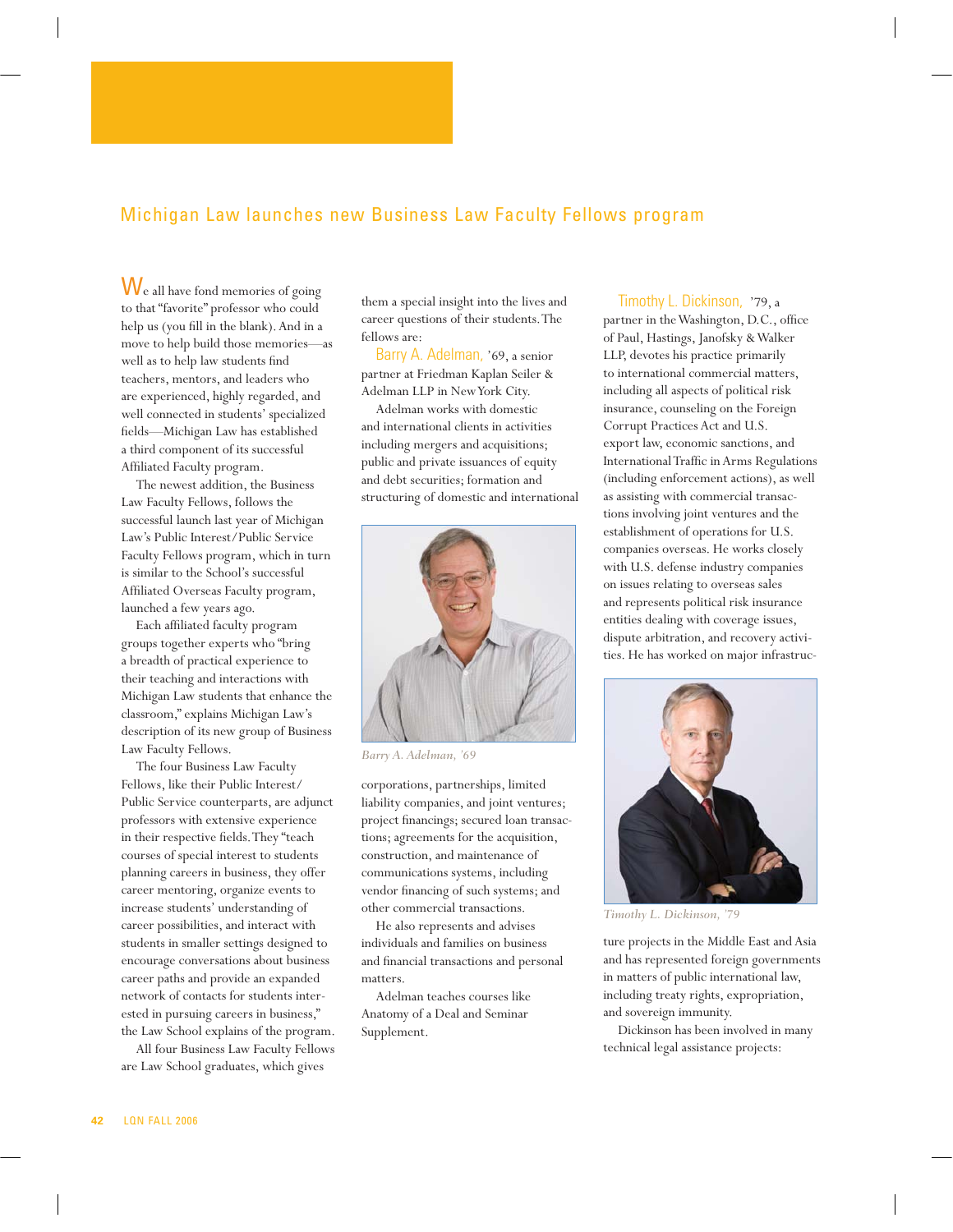## Michigan Law launches new Business Law Faculty Fellows program

We all have fond memories of going to that "favorite" professor who could help us (you fill in the blank). And in a move to help build those memories—as well as to help law students find teachers, mentors, and leaders who are experienced, highly regarded, and well connected in students' specialized fields—Michigan Law has established a third component of its successful Affiliated Faculty program.

The newest addition, the Business Law Faculty Fellows, follows the successful launch last year of Michigan Law's Public Interest/Public Service Faculty Fellows program, which in turn is similar to the School's successful Affiliated Overseas Faculty program, launched a few years ago.

Each affiliated faculty program groups together experts who "bring a breadth of practical experience to their teaching and interactions with Michigan Law students that enhance the classroom," explains Michigan Law's description of its new group of Business Law Faculty Fellows.

The four Business Law Faculty Fellows, like their Public Interest/Public Service counterparts, are adjunct professors with extensive experience in their respective fields. They "teach courses of special interest to students planning careers in business, they offer career mentoring, organize events to increase students' understanding of career possibilities, and interact with students in smaller settings designed to encourage conversations about business career paths and provide an expanded network of contacts for students interested in pursuing careers in business," the Law School explains of the program.

All four Business Law Faculty Fellows are Law School graduates, which gives them a special insight into the lives and career questions of their students. The fellows are:

Barry A. Adelman, '69, a senior partner at Friedman Kaplan Seiler & Adelman LLP in New York City.

Adelman works with domestic and international clients in activities including mergers and acquisitions; public and private issuances of equity and debt securities; formation and structuring of domestic and international corporations, partnerships, limited liability companies, and joint ventures; project financings; secured loan transactions; agreements for the acquisition, construction, and maintenance of communications systems, including vendor financing of such systems; and other commercial transactions.

*Barry A. Adelman, '69*

He also represents and advises individuals and families on business and financial transactions and personal matters.

Adelman teaches courses like Anatomy of a Deal and Seminar Supplement.

Timothy L. Dickinson, '79, a partner in the Washington, D.C., office of Paul, Hastings, Janofsky & Walker LLP, devotes his practice primarily to international commercial matters, including all aspects of political risk insurance, counseling on the Foreign Corrupt Practices Act and U.S. export law, economic sanctions, and International Traffic in Arms Regulations (including enforcement actions), as well as assisting with commercial transactions involving joint ventures and the establishment of operations for U.S. companies overseas. He works closely with U.S. defense industry companies on issues relating to overseas sales and represents political risk insurance entities dealing with coverage issues, dispute arbitration, and recovery activities. He has worked on major infrastructure projects in the Middle East and Asia and has represented foreign governments in matters of public international law, including treaty rights, expropriation, and sovereign immunity.

*Timothy L. Dickinson, '79*

Dickinson has been involved in many technical legal assistance projects: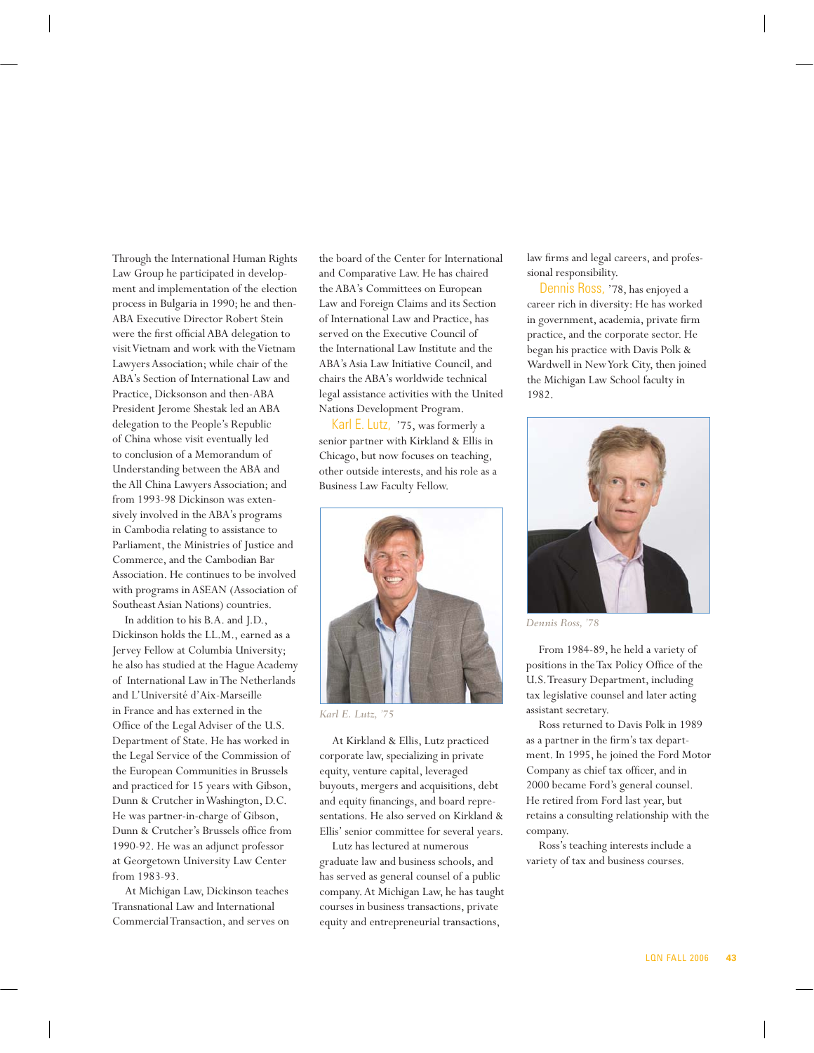Through the International Human Rights Law Group he participated in development and implementation of the election process in Bulgaria in 1990; he and then-ABA Executive Director Robert Stein were the first official ABA delegation to visit Vietnam and work with the Vietnam Lawyers Association; while chair of the ABA's Section of International Law and Practice, Dicksonson and then-ABA President Jerome Shestak led an ABA delegation to the People's Republic of China whose visit eventually led to conclusion of a Memorandum of Understanding between the ABA and the All China Lawyers Association; and from 1993-98 Dickinson was extensively involved in the ABA's programs in Cambodia relating to assistance to Parliament, the Ministries of Justice and Commerce, and the Cambodian Bar Association. He continues to be involved with programs in ASEAN (Association of Southeast Asian Nations) countries.

In addition to his B.A. and J.D., Dickinson holds the LL.M., earned as a Jervey Fellow at Columbia University; he also has studied at the Hague Academy of International Law in The Netherlands and L'Université d'Aix-Marseille in France and has externed in the Office of the Legal Adviser of the U.S. Department of State. He has worked in the Legal Service of the Commission of the European Communities in Brussels and practiced for 15 years with Gibson, Dunn & Crutcher in Washington, D.C. He was partner-in-charge of Gibson, Dunn & Crutcher's Brussels office from 1990-92. He was an adjunct professor at Georgetown University Law Center from 1983-93.

At Michigan Law, Dickinson teaches Transnational Law and International Commercial Transaction, and serves on the board of the Center for International and Comparative Law. He has chaired the ABA's Committees on European Law and Foreign Claims and its Section of International Law and Practice, has served on the Executive Council of the International Law Institute and the ABA's Asia Law Initiative Council, and chairs the ABA's worldwide technical legal assistance activities with the United Nations Development Program.

Karl E. Lutz, '75, was formerly a senior partner with Kirkland & Ellis in Chicago, but now focuses on teaching, other outside interests, and his role as a Business Law Faculty Fellow.

*Karl E. Lutz, '75*

At Kirkland & Ellis, Lutz practiced corporate law, specializing in private equity, venture capital, leveraged buyouts, mergers and acquisitions, debt and equity financings, and board representations. He also served on Kirkland & Ellis' senior committee for several years.

Lutz has lectured at numerous graduate law and business schools, and has served as general counsel of a public company. At Michigan Law, he has taught courses in business transactions, private equity and entrepreneurial transactions, law firms and legal careers, and professional responsibility.

Dennis Ross, '78, has enjoyed a career rich in diversity: He has worked in government, academia, private firm practice, and the corporate sector. He began his practice with Davis Polk & Wardwell in New York City, then joined the Michigan Law School faculty in 1982.

*Dennis Ross, '78*

From 1984-89, he held a variety of positions in the Tax Policy Office of the U.S. Treasury Department, including tax legislative counsel and later acting assistant secretary.

Ross returned to Davis Polk in 1989 as a partner in the firm's tax department. In 1995, he joined the Ford Motor Company as chief tax officer, and in 2000 became Ford's general counsel. He retired from Ford last year, but retains a consulting relationship with the company.

Ross's teaching interests include a variety of tax and business courses.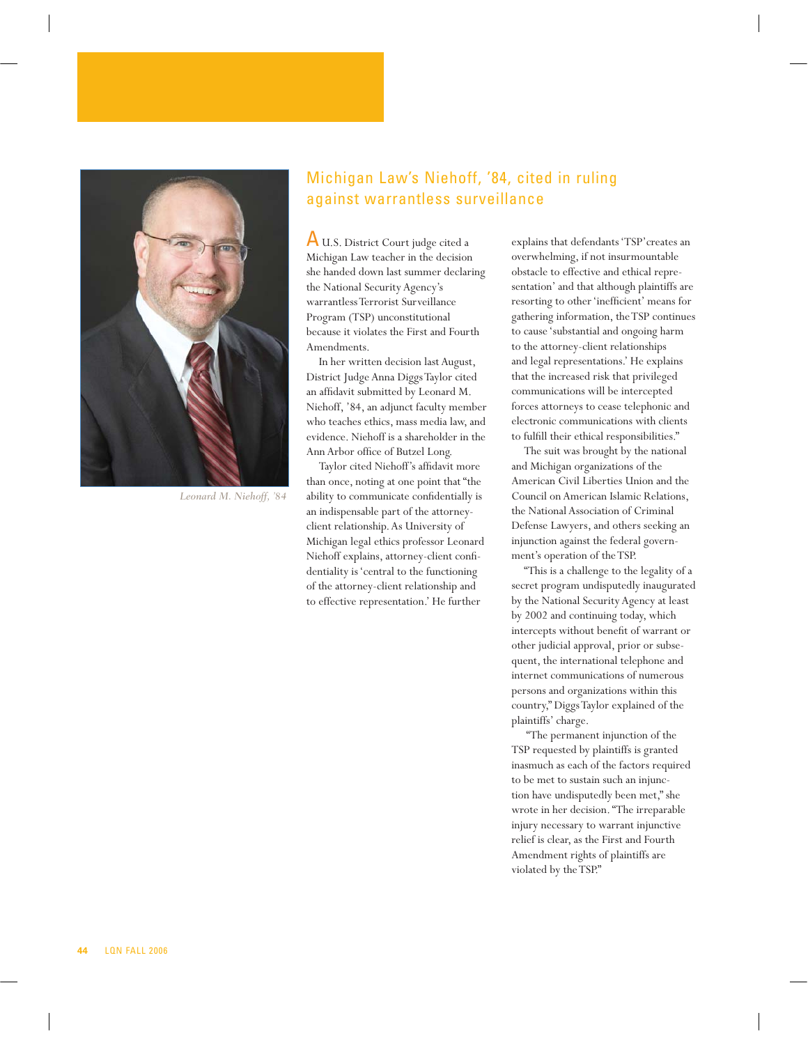## Michigan Law's Niehoff, '84, cited in ruling against warrantless surveillance

Leonard M. Niehoff, '84

A U.S. District Court judge cited a Michigan Law teacher in the decision she handed down last summer declaring the National Security Agency's warrantless Terrorist Surveillance Program (TSP) unconstitutional because it violates the First and Fourth Amendments.

In her written decision last August, District Judge Anna Diggs Taylor cited an affidavit submitted by Leonard M. Niehoff, '84, an adjunct faculty member who teaches ethics, mass media law, and evidence. Niehoff is a shareholder in the Ann Arbor office of Butzel Long.

Taylor cited Niehoff's affidavit more than once, noting at one point that "the ability to communicate confidentially is an indispensable part of the attorney-client relationship. As University of Michigan legal ethics professor Leonard Niehoff explains, attorney-client confidentiality is 'central to the functioning of the attorney-client relationship and to effective representation.' He further explains that defendants 'TSP' creates an overwhelming, if not insurmountable obstacle to effective and ethical representation' and that although plaintiffs are resorting to other 'inefficient' means for gathering information, the TSP continues to cause 'substantial and ongoing harm to the attorney-client relationships and legal representations.' He explains that the increased risk that privileged communications will be intercepted forces attorneys to cease telephonic and electronic communications with clients to fulfill their ethical responsibilities."

The suit was brought by the national and Michigan organizations of the American Civil Liberties Union and the Council on American Islamic Relations, the National Association of Criminal Defense Lawyers, and others seeking an injunction against the federal government's operation of the TSP.

"This is a challenge to the legality of a secret program undisputedly inaugurated by the National Security Agency at least by 2002 and continuing today, which intercepts without benefit of warrant or other judicial approval, prior or subsequent, the international telephone and internet communications of numerous persons and organizations within this country," Diggs Taylor explained of the plaintiffs' charge.

"The permanent injunction of the TSP requested by plaintiffs is granted inasmuch as each of the factors required to be met to sustain such an injunction have undisputedly been met," she wrote in her decision. "The irreparable injury necessary to warrant injunctive relief is clear, as the First and Fourth Amendment rights of plaintiffs are violated by the TSP."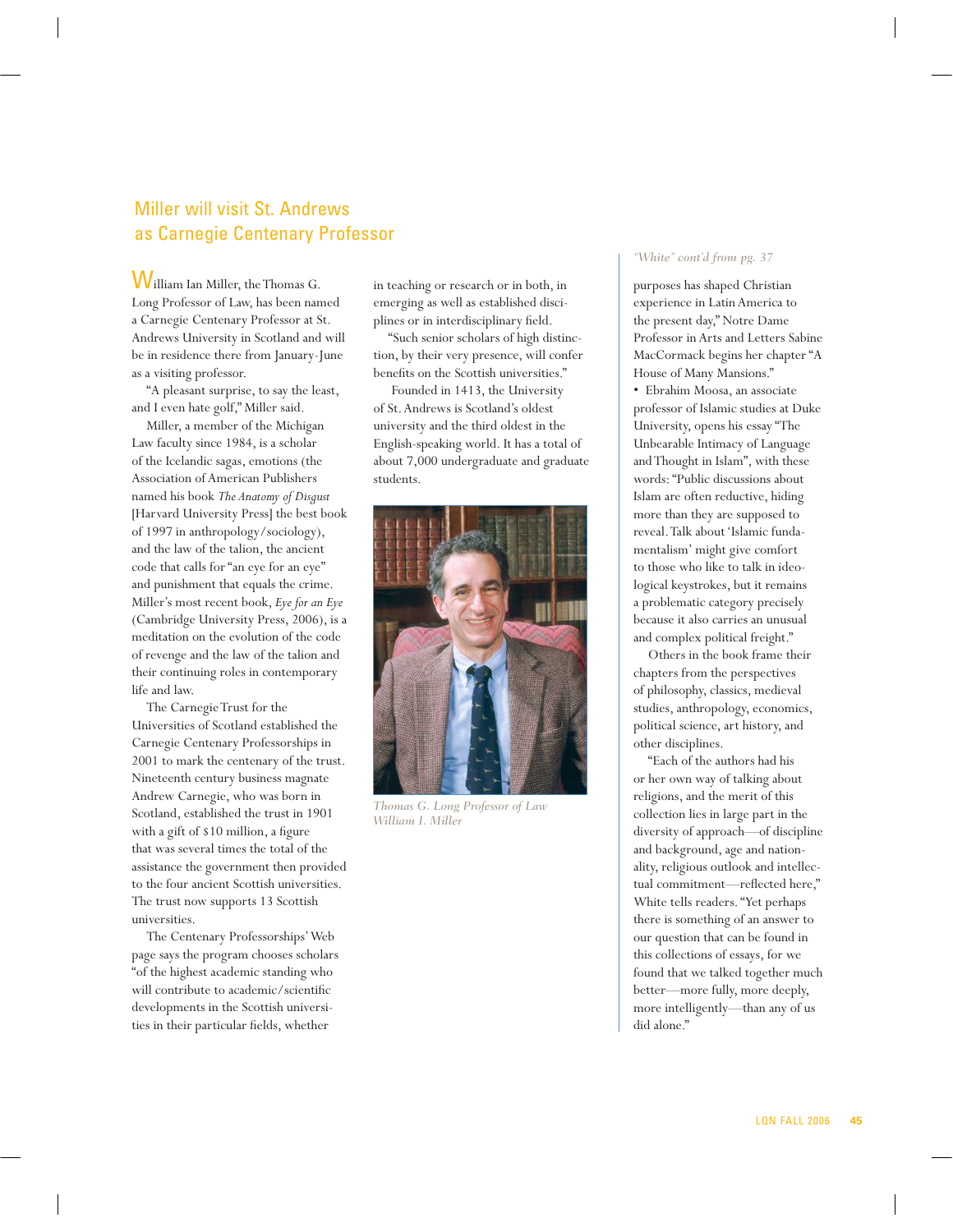## Miller will visit St. Andrews as Carnegie Centenary Professor

William Ian Miller, the Thomas G. Long Professor of Law, has been named a Carnegie Centenary Professor at St. Andrews University in Scotland and will be in residence there from January-June as a visiting professor.

"A pleasant surprise, to say the least, and I even hate golf," Miller said.

Miller, a member of the Michigan Law faculty since 1984, is a scholar of the Icelandic sagas, emotions (the Association of American Publishers named his book *The Anatomy of Disgust* [Harvard University Press] the best book of 1997 in anthropology/sociology), and the law of the talion, the ancient code that calls for "an eye for an eye" and punishment that equals the crime. Miller's most recent book, *Eye for an Eye* (Cambridge University Press, 2006), is a meditation on the evolution of the code of revenge and the law of the talion and their continuing roles in contemporary life and law.

The Carnegie Trust for the Universities of Scotland established the Carnegie Centenary Professorships in 2001 to mark the centenary of the trust. Nineteenth century business magnate Andrew Carnegie, who was born in Scotland, established the trust in 1901 with a gift of $10 million, a figure that was several times the total of the assistance the government then provided to the four ancient Scottish universities. The trust now supports 13 Scottish universities.

The Centenary Professorships' Web page says the program chooses scholars "of the highest academic standing who will contribute to academic/scientific developments in the Scottish universities in their particular fields, whether in teaching or research or in both, in emerging as well as established disciplines or in interdisciplinary field.

"Such senior scholars of high distinction, by their very presence, will confer benefits on the Scottish universities."

Founded in 1413, the University of St. Andrews is Scotland's oldest university and the third oldest in the English-speaking world. It has a total of about 7,000 undergraduate and graduate students.

*Thomas G. Long Professor of Law William I. Miller*

*"White" cont'd from pg. 37*

purposes has shaped Christian experience in Latin America to the present day," Notre Dame Professor in Arts and Letters Sabine MacCormack begins her chapter "A House of Many Mansions."

- Ebrahim Moosa, an associate professor of Islamic studies at Duke University, opens his essay "The Unbearable Intimacy of Language and Thought in Islam", with these words: "Public discussions about Islam are often reductive, hiding more than they are supposed to reveal. Talk about 'Islamic fundamentalism' might give comfort to those who like to talk in ideological keystrokes, but it remains a problematic category precisely because it also carries an unusual and complex political freight."

Others in the book frame their chapters from the perspectives of philosophy, classics, medieval studies, anthropology, economics, political science, art history, and other disciplines.

"Each of the authors had his or her own way of talking about religions, and the merit of this collection lies in large part in the diversity of approach—of discipline and background, age and nationality, religious outlook and intellectual commitment—reflected here," White tells readers. "Yet perhaps there is something of an answer to our question that can be found in this collections of essays, for we found that we talked together much better—more fully, more deeply, more intelligently—than any of us did alone."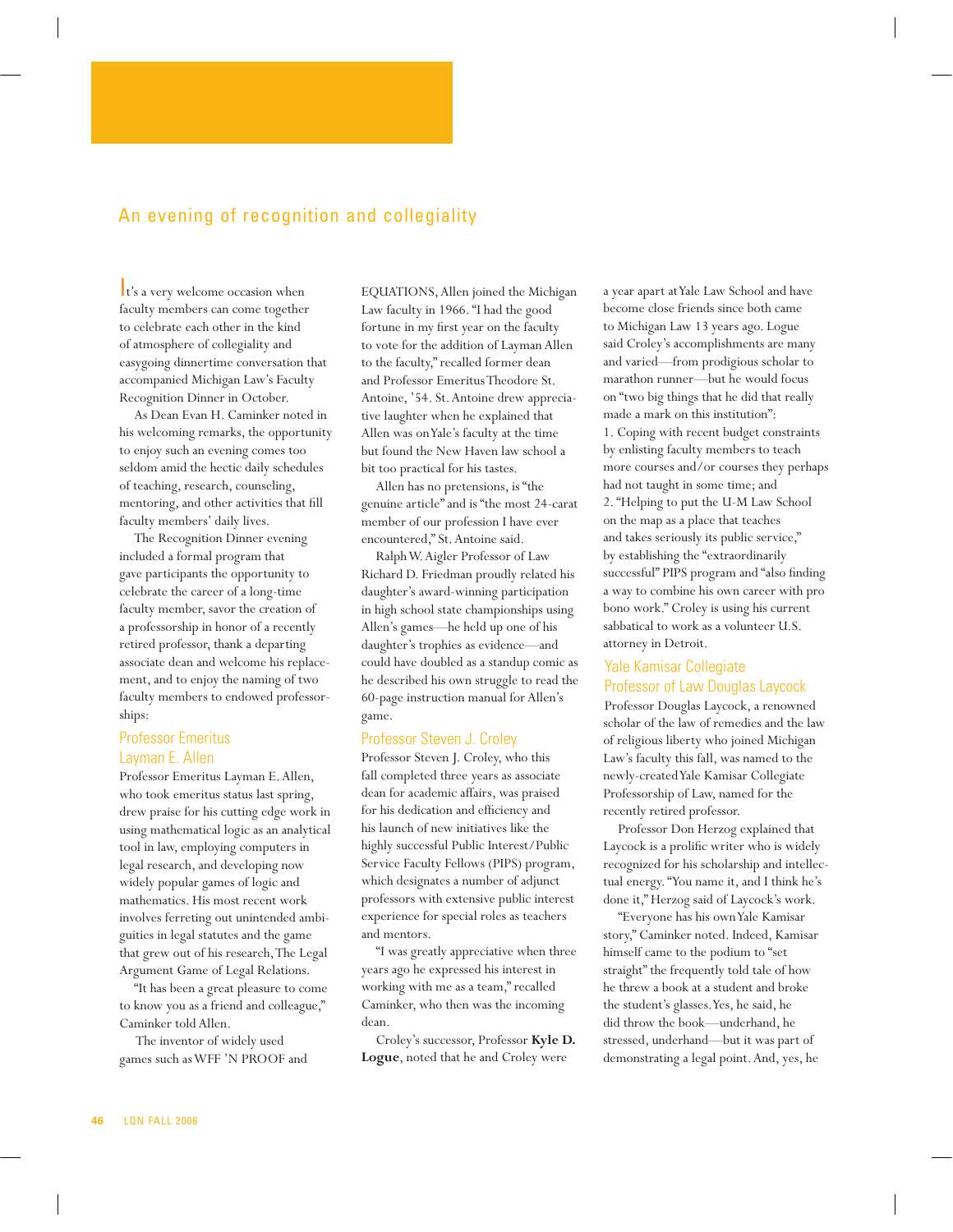## An evening of recognition and collegiality

It's a very welcome occasion when faculty members can come together to celebrate each other in the kind of atmosphere of collegiality and easygoing dinnertime conversation that accompanied Michigan Law's Faculty Recognition Dinner in October.

As Dean Evan H. Caminker noted in his welcoming remarks, the opportunity to enjoy such an evening comes too seldom amid the hectic daily schedules of teaching, research, counseling, mentoring, and other activities that fill faculty members' daily lives.

The Recognition Dinner evening included a formal program that gave participants the opportunity to celebrate the career of a long-time faculty member, savor the creation of a professorship in honor of a recently retired professor, thank a departing associate dean and welcome his replacement, and to enjoy the naming of two faculty members to endowed professorships:

### Professor Emeritus Layman E. Allen

Professor Emeritus Layman E. Allen, who took emeritus status last spring, drew praise for his cutting edge work in using mathematical logic as an analytical tool in law, employing computers in legal research, and developing now widely popular games of logic and mathematics. His most recent work involves ferreting out unintended ambiguities in legal statutes and the game that grew out of his research, The Legal Argument Game of Legal Relations.

"It has been a great pleasure to come to know you as a friend and colleague," Caminker told Allen.

The inventor of widely used games such as WFF 'N PROOF and EQUATIONS, Allen joined the Michigan Law faculty in 1966. "I had the good fortune in my first year on the faculty to vote for the addition of Layman Allen to the faculty," recalled former dean and Professor Emeritus Theodore St. Antoine, '54. St. Antoine drew appreciative laughter when he explained that Allen was on Yale's faculty at the time but found the New Haven law school a bit too practical for his tastes.

Allen has no pretensions, is "the genuine article" and is "the most 24-carat member of our profession I have ever encountered," St. Antoine said.

Ralph W. Aigler Professor of Law Richard D. Friedman proudly related his daughter's award-winning participation in high school state championships using Allen's games—he held up one of his daughter's trophies as evidence—and could have doubled as a standup comic as he described his own struggle to read the 60-page instruction manual for Allen's game.

### Professor Steven J. Croley

Professor Steven J. Croley, who this fall completed three years as associate dean for academic affairs, was praised for his dedication and efficiency and his launch of new initiatives like the highly successful Public Interest/Public Service Faculty Fellows (PIPS) program, which designates a number of adjunct professors with extensive public interest experience for special roles as teachers and mentors.

"I was greatly appreciative when three years ago he expressed his interest in working with me as a team," recalled Caminker, who then was the incoming dean.

Croley's successor, Professor **Kyle D. Logue**, noted that he and Croley were a year apart at Yale Law School and have become close friends since both came to Michigan Law 13 years ago. Logue said Croley's accomplishments are many and varied—from prodigious scholar to marathon runner—but he would focus on "two big things that he did that really made a mark on this institution":

1. Coping with recent budget constraints by enlisting faculty members to teach more courses and/or courses they perhaps had not taught in some time; and
2. "Helping to put the U-M Law School on the map as a place that teaches and takes seriously its public service," by establishing the "extraordinarily successful" PIPS program and "also finding a way to combine his own career with pro bono work." Croley is using his current sabbatical to work as a volunteer U.S. attorney in Detroit.

### Yale Kamisar Collegiate Professor of Law Douglas Laycock

Professor Douglas Laycock, a renowned scholar of the law of remedies and the law of religious liberty who joined Michigan Law's faculty this fall, was named to the newly-created Yale Kamisar Collegiate Professorship of Law, named for the recently retired professor.

Professor Don Herzog explained that Laycock is a prolific writer who is widely recognized for his scholarship and intellectual energy. "You name it, and I think he's done it," Herzog said of Laycock's work.

"Everyone has his own Yale Kamisar story," Caminker noted. Indeed, Kamisar himself came to the podium to "set straight" the frequently told tale of how he threw a book at a student and broke the student's glasses. Yes, he said, he did throw the book—underhand, he stressed, underhand—but it was part of demonstrating a legal point. And, yes, he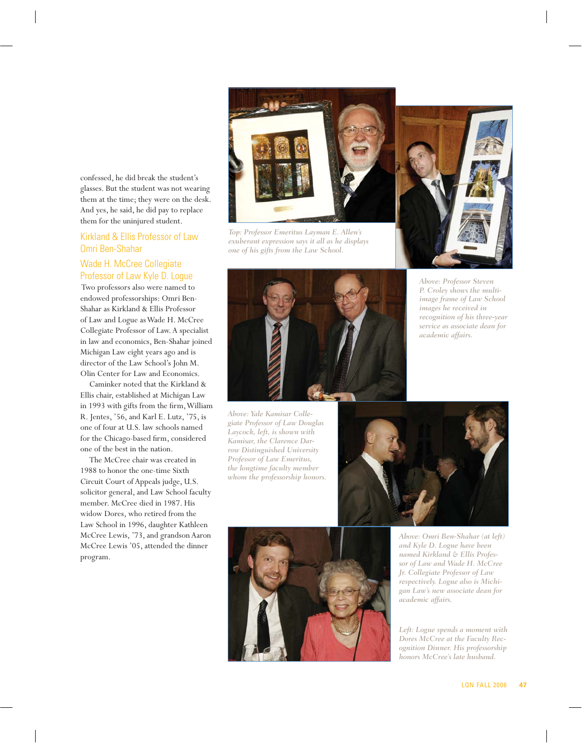confessed, he did break the student's glasses. But the student was not wearing them at the time; they were on the desk. And yes, he said, he did pay to replace them for the uninjured student.

## Kirkland & Ellis Professor of Law Omri Ben-Shahar

## Wade H. McCree Collegiate Professor of Law Kyle D. Logue

Two professors also were named to endowed professorships: Omri Ben-Shahar as Kirkland & Ellis Professor of Law and Logue as Wade H. McCree Collegiate Professor of Law. A specialist in law and economics, Ben-Shahar joined Michigan Law eight years ago and is director of the Law School's John M. Olin Center for Law and Economics.

Caminker noted that the Kirkland & Ellis chair, established at Michigan Law in 1993 with gifts from the firm, William R. Jentes, '56, and Karl E. Lutz, '75, is one of four at U.S. law schools named for the Chicago-based firm, considered one of the best in the nation.

The McCree chair was created in 1988 to honor the one-time Sixth Circuit Court of Appeals judge, U.S. solicitor general, and Law School faculty member. McCree died in 1987. His widow Dores, who retired from the Law School in 1996, daughter Kathleen McCree Lewis, '73, and grandson Aaron McCree Lewis '05, attended the dinner program.

*Top: Professor Emeritus Layman E. Allen's exuberant expression says it all as he displays one of his gifts from the Law School.*

*Above: Professor Steven P. Croley shows the multi-image frame of Law School images he received in recognition of his three-year service as associate dean for academic affairs.*

*Above: Yale Kamisar Collegiate Professor of Law Douglas Laycock, left, is shown with Kamisar, the Clarence Darrow Distinguished University Professor of Law Emeritus, the longtime faculty member whom the professorship honors.*

*Above: Omri Ben-Shahar (at left) and Kyle D. Logue have been named Kirkland & Ellis Professor of Law and Wade H. McCree Jr. Collegiate Professor of Law respectively. Logue also is Michigan Law's new associate dean for academic affairs.*

*Left: Logue spends a moment with Dores McCree at the Faculty Recognition Dinner. His professorship honors McCree's late husband.*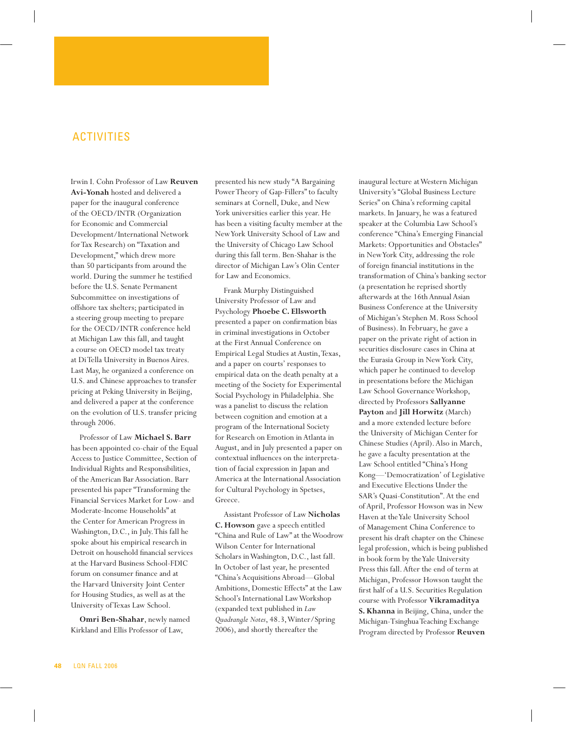## ACTIVITIES

Irwin I. Cohn Professor of Law **Reuven Avi-Yonah** hosted and delivered a paper for the inaugural conference of the OECD/INTR (Organization for Economic and Commercial Development/International Network for Tax Research) on "Taxation and Development," which drew more than 50 participants from around the world. During the summer he testified before the U.S. Senate Permanent Subcommittee on investigations of offshore tax shelters; participated in a steering group meeting to prepare for the OECD/INTR conference held at Michigan Law this fall, and taught a course on OECD model tax treaty at Di Tella University in Buenos Aires. Last May, he organized a conference on U.S. and Chinese approaches to transfer pricing at Peking University in Beijing, and delivered a paper at the conference on the evolution of U.S. transfer pricing through 2006.

Professor of Law **Michael S. Barr** has been appointed co-chair of the Equal Access to Justice Committee, Section of Individual Rights and Responsibilities, of the American Bar Association. Barr presented his paper "Transforming the Financial Services Market for Low- and Moderate-Income Households" at the Center for American Progress in Washington, D.C., in July. This fall he spoke about his empirical research in Detroit on household financial services at the Harvard Business School-FDIC forum on consumer finance and at the Harvard University Joint Center for Housing Studies, as well as at the University of Texas Law School.

**Omri Ben-Shahar**, newly named Kirkland and Ellis Professor of Law, presented his new study "A Bargaining Power Theory of Gap-Fillers" to faculty seminars at Cornell, Duke, and New York universities earlier this year. He has been a visiting faculty member at the New York University School of Law and the University of Chicago Law School during this fall term. Ben-Shahar is the director of Michigan Law's Olin Center for Law and Economics.

Frank Murphy Distinguished University Professor of Law and Psychology **Phoebe C. Ellsworth** presented a paper on confirmation bias in criminal investigations in October at the First Annual Conference on Empirical Legal Studies at Austin, Texas, and a paper on courts' responses to empirical data on the death penalty at a meeting of the Society for Experimental Social Psychology in Philadelphia. She was a panelist to discuss the relation between cognition and emotion at a program of the International Society for Research on Emotion in Atlanta in August, and in July presented a paper on contextual influences on the interpretation of facial expression in Japan and America at the International Association for Cultural Psychology in Spetses, Greece.

Assistant Professor of Law **Nicholas C. Howson** gave a speech entitled "China and Rule of Law" at the Woodrow Wilson Center for International Scholars in Washington, D.C., last fall. In October of last year, he presented "China's Acquisitions Abroad—Global Ambitions, Domestic Effects" at the Law School's International Law Workshop (expanded text published in *Law Quadrangle Notes*, 48.3, Winter/Spring 2006), and shortly thereafter the inaugural lecture at Western Michigan University's "Global Business Lecture Series" on China's reforming capital markets. In January, he was a featured speaker at the Columbia Law School's conference "China's Emerging Financial Markets: Opportunities and Obstacles" in New York City, addressing the role of foreign financial institutions in the transformation of China's banking sector (a presentation he reprised shortly afterwards at the 16th Annual Asian Business Conference at the University of Michigan's Stephen M. Ross School of Business). In February, he gave a paper on the private right of action in securities disclosure cases in China at the Eurasia Group in New York City, which paper he continued to develop in presentations before the Michigan Law School Governance Workshop, directed by Professors **Sallyanne Payton** and **Jill Horwitz** (March) and a more extended lecture before the University of Michigan Center for Chinese Studies (April). Also in March, he gave a faculty presentation at the Law School entitled "China's Hong Kong—'Democratization' of Legislative and Executive Elections Under the SAR's Quasi-Constitution". At the end of April, Professor Howson was in New Haven at the Yale University School of Management China Conference to present his draft chapter on the Chinese legal profession, which is being published in book form by the Yale University Press this fall. After the end of term at Michigan, Professor Howson taught the first half of a U.S. Securities Regulation course with Professor **Vikramaditya S. Khanna** in Beijing, China, under the Michigan-Tsinghua Teaching Exchange Program directed by Professor **Reuven**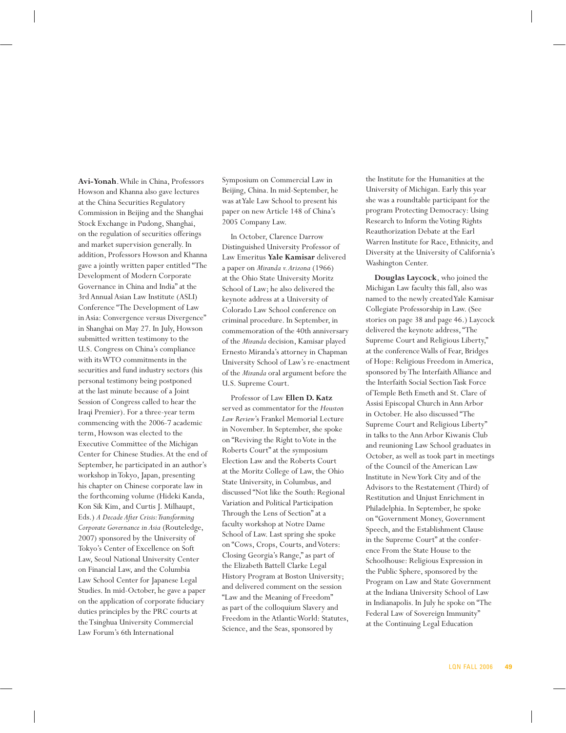**Avi-Yonah**. While in China, Professors Howson and Khanna also gave lectures at the China Securities Regulatory Commission in Beijing and the Shanghai Stock Exchange in Pudong, Shanghai, on the regulation of securities offerings and market supervision generally. In addition, Professors Howson and Khanna gave a jointly written paper entitled "The Development of Modern Corporate Governance in China and India" at the 3rd Annual Asian Law Institute (ASLI) Conference "The Development of Law in Asia: Convergence versus Divergence" in Shanghai on May 27. In July, Howson submitted written testimony to the U.S. Congress on China's compliance with its WTO commitments in the securities and fund industry sectors (his personal testimony being postponed at the last minute because of a Joint Session of Congress called to hear the Iraqi Premier). For a three-year term commencing with the 2006-7 academic term, Howson was elected to the Executive Committee of the Michigan Center for Chinese Studies. At the end of September, he participated in an author's workshop in Tokyo, Japan, presenting his chapter on Chinese corporate law in the forthcoming volume (Hideki Kanda, Kon Sik Kim, and Curtis J. Milhaupt, Eds.) *A Decade After Crisis: Transforming Corporate Governance in Asia* (Routeledge, 2007) sponsored by the University of Tokyo's Center of Excellence on Soft Law, Seoul National University Center on Financial Law, and the Columbia Law School Center for Japanese Legal Studies. In mid-October, he gave a paper on the application of corporate fiduciary duties principles by the PRC courts at the Tsinghua University Commercial Law Forum's 6th International Symposium on Commercial Law in Beijing, China. In mid-September, he was at Yale Law School to present his paper on new Article 148 of China's 2005 Company Law.

In October, Clarence Darrow Distinguished University Professor of Law Emeritus **Yale Kamisar** delivered a paper on *Miranda v. Arizona* (1966) at the Ohio State University Moritz School of Law; he also delivered the keynote address at a University of Colorado Law School conference on criminal procedure. In September, in commemoration of the 40th anniversary of the *Miranda* decision, Kamisar played Ernesto Miranda's attorney in Chapman University School of Law's re-enactment of the *Miranda* oral argument before the U.S. Supreme Court.

Professor of Law **Ellen D. Katz** served as commentator for the *Houston Law Review*'s Frankel Memorial Lecture in November. In September, she spoke on "Reviving the Right to Vote in the Roberts Court" at the symposium Election Law and the Roberts Court at the Moritz College of Law, the Ohio State University, in Columbus, and discussed "Not like the South: Regional Variation and Political Participation Through the Lens of Section" at a faculty workshop at Notre Dame School of Law. Last spring she spoke on "Cows, Crops, Courts, and Voters: Closing Georgia's Range," as part of the Elizabeth Battell Clarke Legal History Program at Boston University; and delivered comment on the session "Law and the Meaning of Freedom" as part of the colloquium Slavery and Freedom in the Atlantic World: Statutes, Science, and the Seas, sponsored by the Institute for the Humanities at the University of Michigan. Early this year she was a roundtable participant for the program Protecting Democracy: Using Research to Inform the Voting Rights Reauthorization Debate at the Earl Warren Institute for Race, Ethnicity, and Diversity at the University of California's Washington Center.

**Douglas Laycock**, who joined the Michigan Law faculty this fall, also was named to the newly created Yale Kamisar Collegiate Professorship in Law. (See stories on page 38 and page 46.) Laycock delivered the keynote address, "The Supreme Court and Religious Liberty," at the conference Walls of Fear, Bridges of Hope: Religious Freedom in America, sponsored by The Interfaith Alliance and the Interfaith Social Section Task Force of Temple Beth Emeth and St. Clare of Assisi Episcopal Church in Ann Arbor in October. He also discussed "The Supreme Court and Religious Liberty" in talks to the Ann Arbor Kiwanis Club and reunioning Law School graduates in October, as well as took part in meetings of the Council of the American Law Institute in New York City and of the Advisors to the Restatement (Third) of Restitution and Unjust Enrichment in Philadelphia. In September, he spoke on "Government Money, Government Speech, and the Establishment Clause in the Supreme Court" at the conference From the State House to the Schoolhouse: Religious Expression in the Public Sphere, sponsored by the Program on Law and State Government at the Indiana University School of Law in Indianapolis. In July he spoke on "The Federal Law of Sovereign Immunity" at the Continuing Legal Education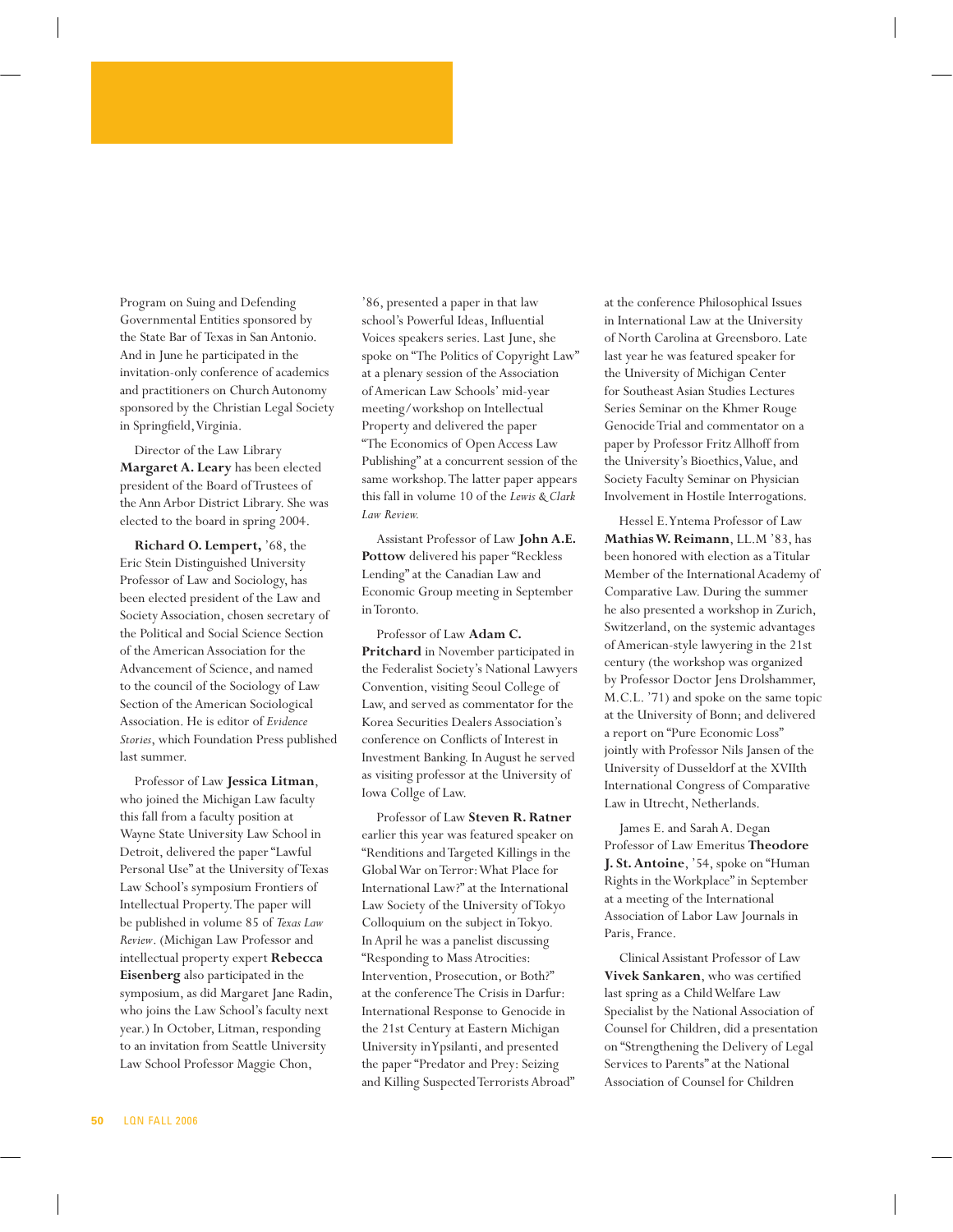Program on Suing and Defending Governmental Entities sponsored by the State Bar of Texas in San Antonio. And in June he participated in the invitation-only conference of academics and practitioners on Church Autonomy sponsored by the Christian Legal Society in Springfield, Virginia.

Director of the Law Library **Margaret A. Leary** has been elected president of the Board of Trustees of the Ann Arbor District Library. She was elected to the board in spring 2004.

**Richard O. Lempert,** '68, the Eric Stein Distinguished University Professor of Law and Sociology, has been elected president of the Law and Society Association, chosen secretary of the Political and Social Science Section of the American Association for the Advancement of Science, and named to the council of the Sociology of Law Section of the American Sociological Association. He is editor of *Evidence Stories*, which Foundation Press published last summer.

Professor of Law **Jessica Litman**, who joined the Michigan Law faculty this fall from a faculty position at Wayne State University Law School in Detroit, delivered the paper "Lawful Personal Use" at the University of Texas Law School's symposium Frontiers of Intellectual Property. The paper will be published in volume 85 of *Texas Law Review*. (Michigan Law Professor and intellectual property expert **Rebecca Eisenberg** also participated in the symposium, as did Margaret Jane Radin, who joins the Law School's faculty next year.) In October, Litman, responding to an invitation from Seattle University Law School Professor Maggie Chon, '86, presented a paper in that law school's Powerful Ideas, Influential Voices speakers series. Last June, she spoke on "The Politics of Copyright Law" at a plenary session of the Association of American Law Schools' mid-year meeting/workshop on Intellectual Property and delivered the paper "The Economics of Open Access Law Publishing" at a concurrent session of the same workshop. The latter paper appears this fall in volume 10 of the *Lewis & Clark Law Review.*

Assistant Professor of Law **John A.E. Pottow** delivered his paper "Reckless Lending" at the Canadian Law and Economic Group meeting in September in Toronto.

Professor of Law **Adam C. Pritchard** in November participated in the Federalist Society's National Lawyers Convention, visiting Seoul College of Law, and served as commentator for the Korea Securities Dealers Association's conference on Conflicts of Interest in Investment Banking. In August he served as visiting professor at the University of Iowa Collge of Law.

Professor of Law **Steven R. Ratner** earlier this year was featured speaker on "Renditions and Targeted Killings in the Global War on Terror: What Place for International Law?" at the International Law Society of the University of Tokyo Colloquium on the subject in Tokyo. In April he was a panelist discussing "Responding to Mass Atrocities: Intervention, Prosecution, or Both?" at the conference The Crisis in Darfur: International Response to Genocide in the 21st Century at Eastern Michigan University in Ypsilanti, and presented the paper "Predator and Prey: Seizing and Killing Suspected Terrorists Abroad" at the conference Philosophical Issues in International Law at the University of North Carolina at Greensboro. Late last year he was featured speaker for the University of Michigan Center for Southeast Asian Studies Lectures Series Seminar on the Khmer Rouge Genocide Trial and commentator on a paper by Professor Fritz Allhoff from the University's Bioethics, Value, and Society Faculty Seminar on Physician Involvement in Hostile Interrogations.

Hessel E. Yntema Professor of Law **Mathias W. Reimann**, LL.M '83, has been honored with election as a Titular Member of the International Academy of Comparative Law. During the summer he also presented a workshop in Zurich, Switzerland, on the systemic advantages of American-style lawyering in the 21st century (the workshop was organized by Professor Doctor Jens Drolshammer, M.C.L. '71) and spoke on the same topic at the University of Bonn; and delivered a report on "Pure Economic Loss" jointly with Professor Nils Jansen of the University of Dusseldorf at the XVIIth International Congress of Comparative Law in Utrecht, Netherlands.

James E. and Sarah A. Degan Professor of Law Emeritus **Theodore J. St. Antoine**, '54, spoke on "Human Rights in the Workplace" in September at a meeting of the International Association of Labor Law Journals in Paris, France.

Clinical Assistant Professor of Law **Vivek Sankaren**, who was certified last spring as a Child Welfare Law Specialist by the National Association of Counsel for Children, did a presentation on "Strengthening the Delivery of Legal Services to Parents" at the National Association of Counsel for Children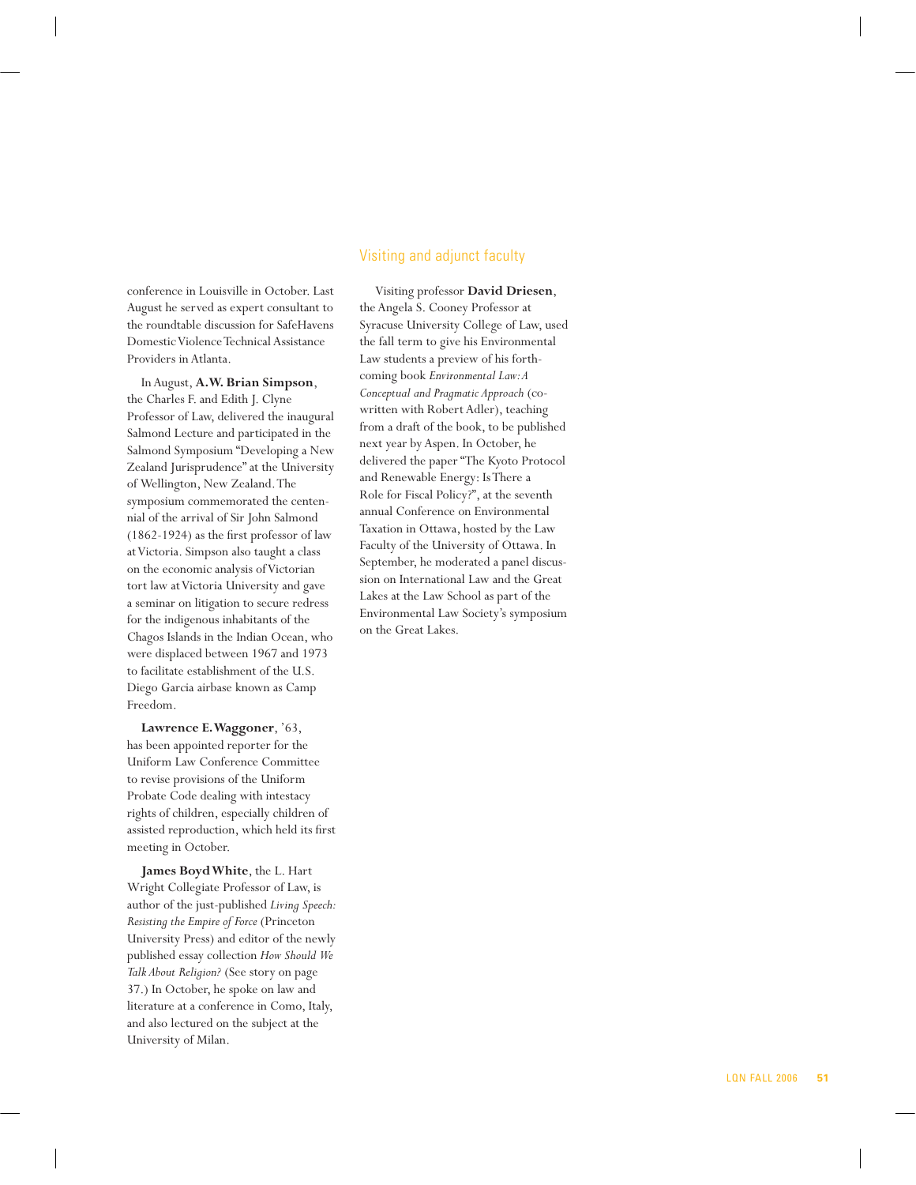conference in Louisville in October. Last August he served as expert consultant to the roundtable discussion for SafeHavens Domestic Violence Technical Assistance Providers in Atlanta.

In August, **A.W. Brian Simpson**, the Charles F. and Edith J. Clyne Professor of Law, delivered the inaugural Salmond Lecture and participated in the Salmond Symposium "Developing a New Zealand Jurisprudence" at the University of Wellington, New Zealand. The symposium commemorated the centennial of the arrival of Sir John Salmond (1862-1924) as the first professor of law at Victoria. Simpson also taught a class on the economic analysis of Victorian tort law at Victoria University and gave a seminar on litigation to secure redress for the indigenous inhabitants of the Chagos Islands in the Indian Ocean, who were displaced between 1967 and 1973 to facilitate establishment of the U.S. Diego Garcia airbase known as Camp Freedom.

**Lawrence E. Waggoner**, '63, has been appointed reporter for the Uniform Law Conference Committee to revise provisions of the Uniform Probate Code dealing with intestacy rights of children, especially children of assisted reproduction, which held its first meeting in October.

**James Boyd White**, the L. Hart Wright Collegiate Professor of Law, is author of the just-published *Living Speech: Resisting the Empire of Force* (Princeton University Press) and editor of the newly published essay collection *How Should We Talk About Religion?* (See story on page 37.) In October, he spoke on law and literature at a conference in Como, Italy, and also lectured on the subject at the University of Milan.

## Visiting and adjunct faculty

Visiting professor **David Driesen**, the Angela S. Cooney Professor at Syracuse University College of Law, used the fall term to give his Environmental Law students a preview of his forthcoming book *Environmental Law: A Conceptual and Pragmatic Approach* (co-written with Robert Adler), teaching from a draft of the book, to be published next year by Aspen. In October, he delivered the paper "The Kyoto Protocol and Renewable Energy: Is There a Role for Fiscal Policy?", at the seventh annual Conference on Environmental Taxation in Ottawa, hosted by the Law Faculty of the University of Ottawa. In September, he moderated a panel discussion on International Law and the Great Lakes at the Law School as part of the Environmental Law Society's symposium on the Great Lakes.